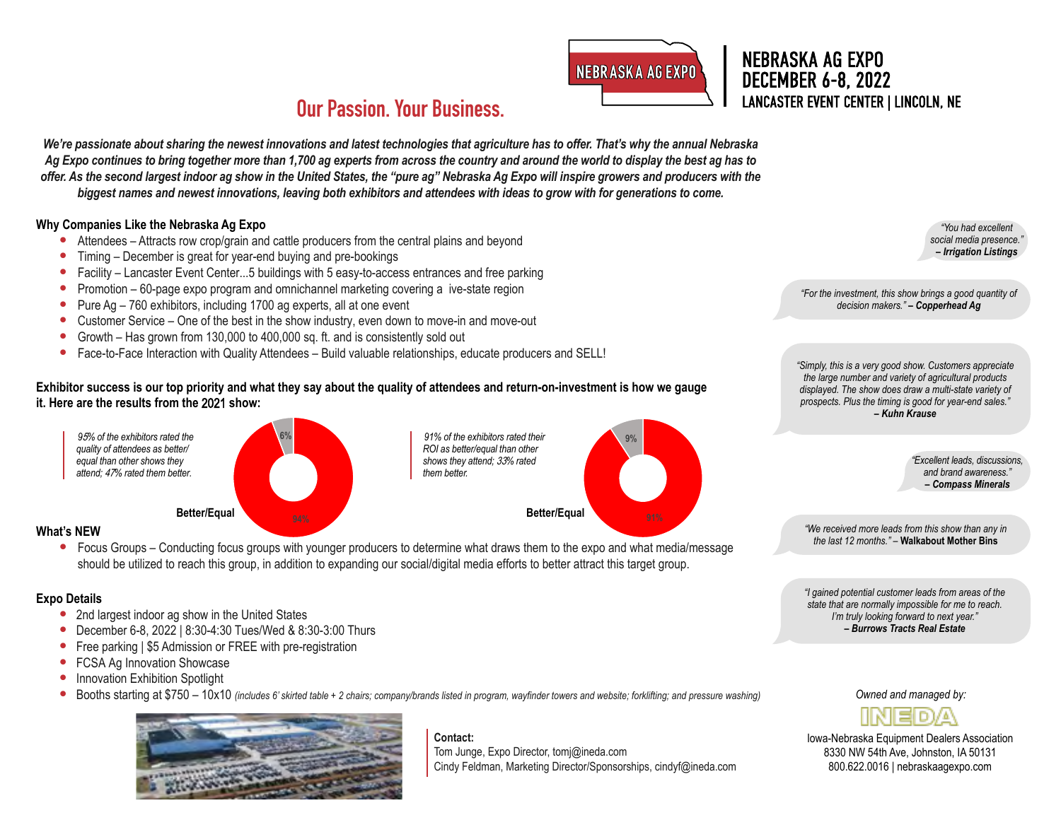# NEBRASKA AG EXPO
## DECEMBER 6-8, 2022
### LANCASTER EVENT CENTER | LINCOLN, NE

## Our Passion. Your Business.

***We're passionate about sharing the newest innovations and latest technologies that agriculture has to offer. That's why the annual Nebraska Ag Expo continues to bring together more than 1,700 ag experts from across the country and around the world to display the best ag has to offer. As the second largest indoor ag show in the United States, the "pure ag" Nebraska Ag Expo will inspire growers and producers with the biggest names and newest innovations, leaving both exhibitors and attendees with ideas to grow with for generations to come.***

### Why Companies Like the Nebraska Ag Expo

- Attendees – Attracts row crop/grain and cattle producers from the central plains and beyond
- Timing – December is great for year-end buying and pre-bookings
- Facility – Lancaster Event Center...5 buildings with 5 easy-to-access entrances and free parking
- Promotion – 60-page expo program and omnichannel marketing covering a ive-state region
- Pure Ag – 760 exhibitors, including 1700 ag experts, all at one event
- Customer Service – One of the best in the show industry, even down to move-in and move-out
- Growth – Has grown from 130,000 to 400,000 sq. ft. and is consistently sold out
- Face-to-Face Interaction with Quality Attendees – Build valuable relationships, educate producers and SELL!

**Exhibitor success is our top priority and what they say about the quality of attendees and return-on-investment is how we gauge it. Here are the results from the 2021 show:**

*95% of the exhibitors rated the quality of attendees as better/equal than other shows they attend; 47% rated them better.*

Better/Equal: 94% | 6%

*91% of the exhibitors rated their ROI as better/equal than other shows they attend; 33% rated them better.*

Better/Equal: 91% | 9%

### What's NEW

- Focus Groups – Conducting focus groups with younger producers to determine what draws them to the expo and what media/message should be utilized to reach this group, in addition to expanding our social/digital media efforts to better attract this target group.

### Expo Details

- 2nd largest indoor ag show in the United States
- December 6-8, 2022 | 8:30-4:30 Tues/Wed & 8:30-3:00 Thurs
- Free parking | $5 Admission or FREE with pre-registration
- FCSA Ag Innovation Showcase
- Innovation Exhibition Spotlight
- Booths starting at $750 – 10x10 *(includes 6' skirted table + 2 chairs; company/brands listed in program, wayfinder towers and website; forklifting; and pressure washing)*

**Contact:**
Tom Junge, Expo Director, tomj@ineda.com
Cindy Feldman, Marketing Director/Sponsorships, cindyf@ineda.com

*"You had excellent social media presence."* ***– Irrigation Listings***

*"For the investment, this show brings a good quantity of decision makers."* ***– Copperhead Ag***

*"Simply, this is a very good show. Customers appreciate the large number and variety of agricultural products displayed. The show does draw a multi-state variety of prospects. Plus the timing is good for year-end sales."* ***– Kuhn Krause***

*"Excellent leads, discussions, and brand awareness."* ***– Compass Minerals***

*"We received more leads from this show than any in the last 12 months."* – **Walkabout Mother Bins**

*"I gained potential customer leads from areas of the state that are normally impossible for me to reach. I'm truly looking forward to next year."* ***– Burrows Tracts Real Estate***

*Owned and managed by:*

INEDA

Iowa-Nebraska Equipment Dealers Association
8330 NW 54th Ave, Johnston, IA 50131
800.622.0016 | nebraskaagexpo.com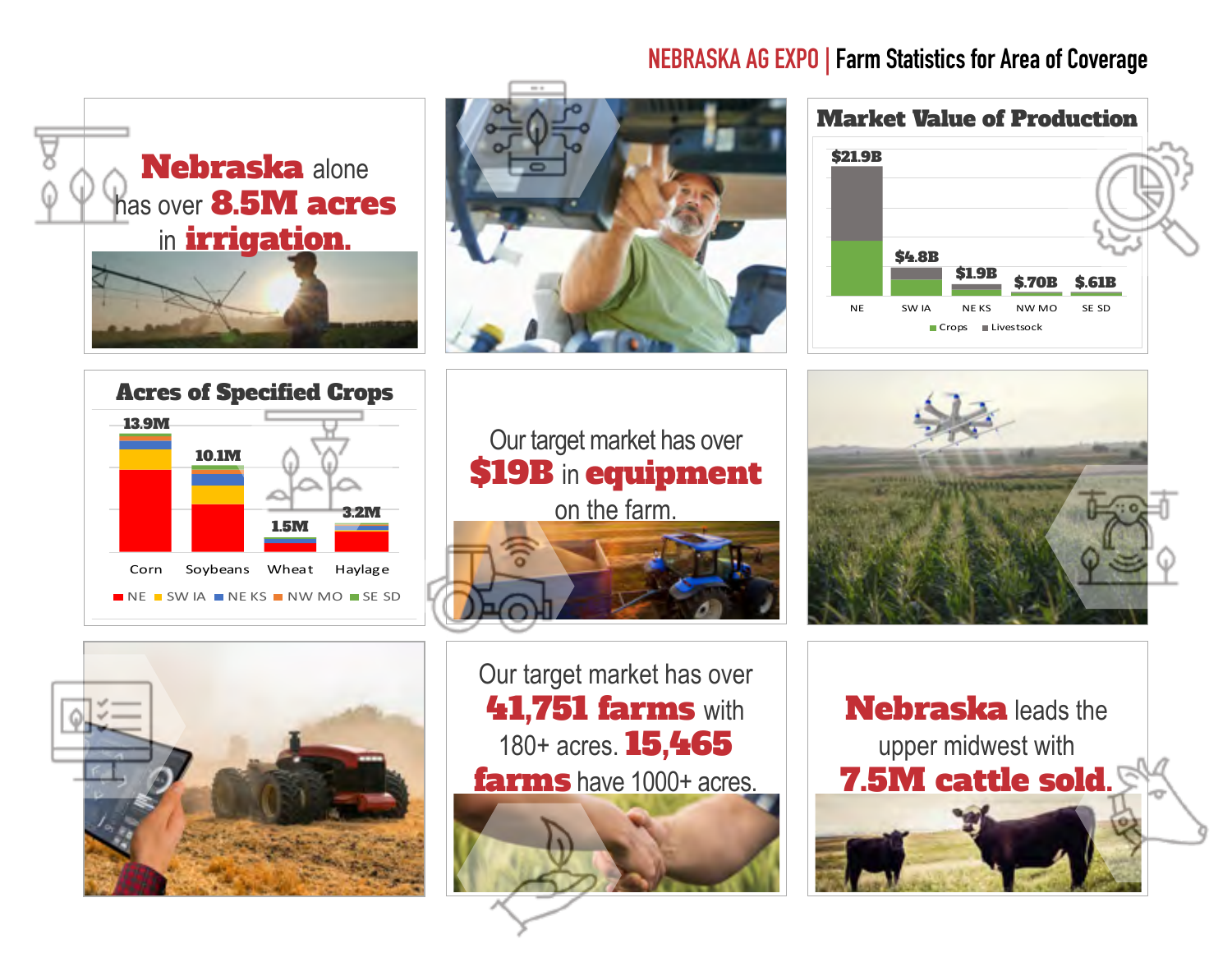## NEBRASKA AG EXPO | Farm Statistics for Area of Coverage

**Nebraska** alone has over **8.5M acres** in **irrigation.**

### Market Value of Production

$21.9B
$4.8B
$1.9B
$.70B
$.61B

NE
SW IA
NE KS
NW MO
SE SD

Crops
Livestock

### Acres of Specified Crops

13.9M
10.1M
1.5M
3.2M

Corn
Soybeans
Wheat
Haylage

NE
SW IA
NE KS
NW MO
SE SD

Our target market has over **$19B** in **equipment** on the farm.

Our target market has over **41,751 farms** with 180+ acres. **15,465 farms** have 1000+ acres.

**Nebraska** leads the upper midwest with **7.5M cattle sold.**